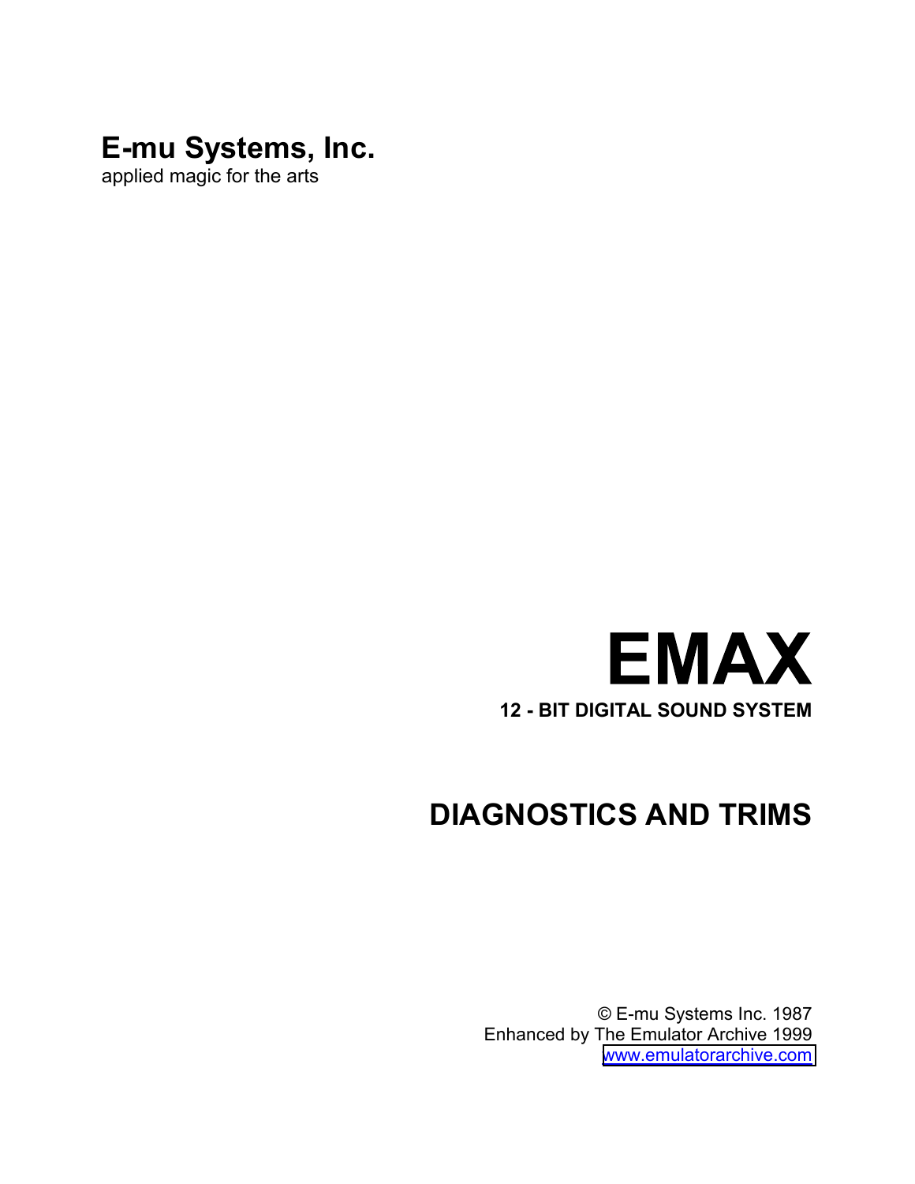**E-mu Systems, Inc.**
applied magic for the arts

# EMAX

**12 - BIT DIGITAL SOUND SYSTEM**

## DIAGNOSTICS AND TRIMS

© E-mu Systems Inc. 1987
Enhanced by The Emulator Archive 1999
www.emulatorarchive.com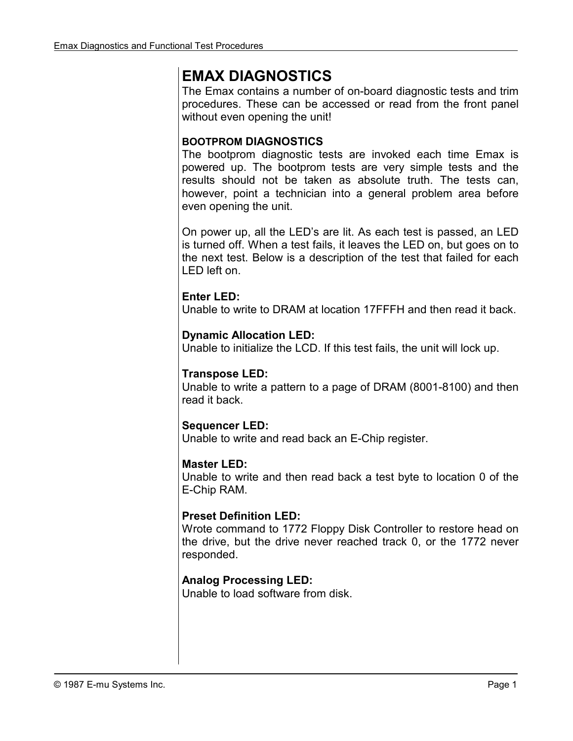# EMAX DIAGNOSTICS

The Emax contains a number of on-board diagnostic tests and trim procedures. These can be accessed or read from the front panel without even opening the unit!

## BOOTPROM DIAGNOSTICS

The bootprom diagnostic tests are invoked each time Emax is powered up. The bootprom tests are very simple tests and the results should not be taken as absolute truth. The tests can, however, point a technician into a general problem area before even opening the unit.

On power up, all the LED's are lit. As each test is passed, an LED is turned off. When a test fails, it leaves the LED on, but goes on to the next test. Below is a description of the test that failed for each LED left on.

**Enter LED:**
Unable to write to DRAM at location 17FFFH and then read it back.

**Dynamic Allocation LED:**
Unable to initialize the LCD. If this test fails, the unit will lock up.

**Transpose LED:**
Unable to write a pattern to a page of DRAM (8001-8100) and then read it back.

**Sequencer LED:**
Unable to write and read back an E-Chip register.

**Master LED:**
Unable to write and then read back a test byte to location 0 of the E-Chip RAM.

**Preset Definition LED:**
Wrote command to 1772 Floppy Disk Controller to restore head on the drive, but the drive never reached track 0, or the 1772 never responded.

**Analog Processing LED:**
Unable to load software from disk.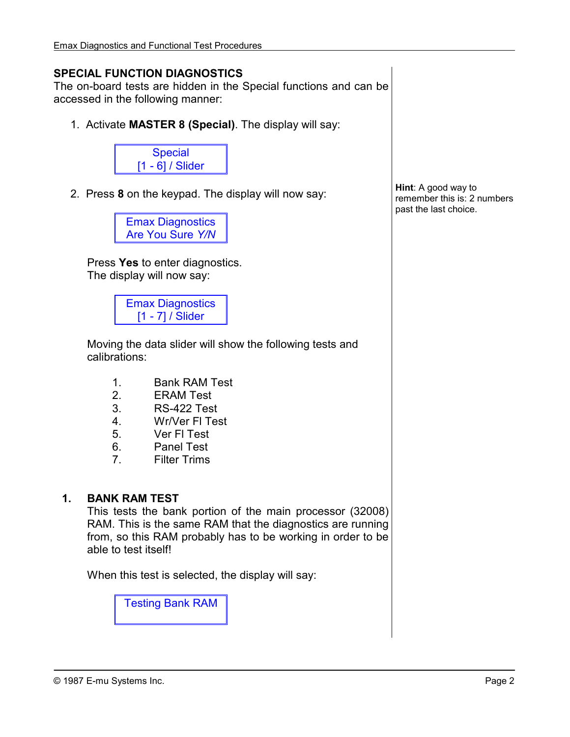## SPECIAL FUNCTION DIAGNOSTICS

The on-board tests are hidden in the Special functions and can be accessed in the following manner:

1. Activate **MASTER 8 (Special)**. The display will say:

   ```
   Special
   [1 - 6] / Slider
   ```

2. Press **8** on the keypad. The display will now say:

   ```
   Emax Diagnostics
   Are You Sure Y/N
   ```

   **Hint**: A good way to remember this is: 2 numbers past the last choice.

   Press **Yes** to enter diagnostics.
   The display will now say:

   ```
   Emax Diagnostics
   [1 - 7] / Slider
   ```

   Moving the data slider will show the following tests and calibrations:

   1. Bank RAM Test
   2. ERAM Test
   3. RS-422 Test
   4. Wr/Ver Fl Test
   5. Ver Fl Test
   6. Panel Test
   7. Filter Trims

### 1. BANK RAM TEST

This tests the bank portion of the main processor (32008) RAM. This is the same RAM that the diagnostics are running from, so this RAM probably has to be working in order to be able to test itself!

When this test is selected, the display will say:

```
Testing Bank RAM
```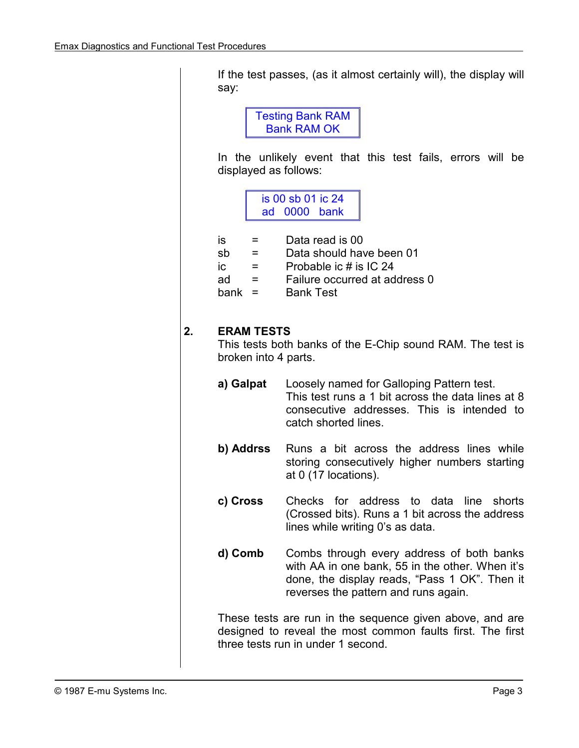If the test passes, (as it almost certainly will), the display will say:

```
Testing Bank RAM
  Bank RAM OK
```

In the unlikely event that this test fails, errors will be displayed as follows:

```
is 00 sb 01 ic 24
ad   0000   bank
```

| | | |
|---|---|---|
| is | = | Data read is 00 |
| sb | = | Data should have been 01 |
| ic | = | Probable ic # is IC 24 |
| ad | = | Failure occurred at address 0 |
| bank | = | Bank Test |

## 2. ERAM TESTS

This tests both banks of the E-Chip sound RAM. The test is broken into 4 parts.

**a) Galpat** Loosely named for Galloping Pattern test. This test runs a 1 bit across the data lines at 8 consecutive addresses. This is intended to catch shorted lines.

**b) Addrss** Runs a bit across the address lines while storing consecutively higher numbers starting at 0 (17 locations).

**c) Cross** Checks for address to data line shorts (Crossed bits). Runs a 1 bit across the address lines while writing 0's as data.

**d) Comb** Combs through every address of both banks with AA in one bank, 55 in the other. When it's done, the display reads, "Pass 1 OK". Then it reverses the pattern and runs again.

These tests are run in the sequence given above, and are designed to reveal the most common faults first. The first three tests run in under 1 second.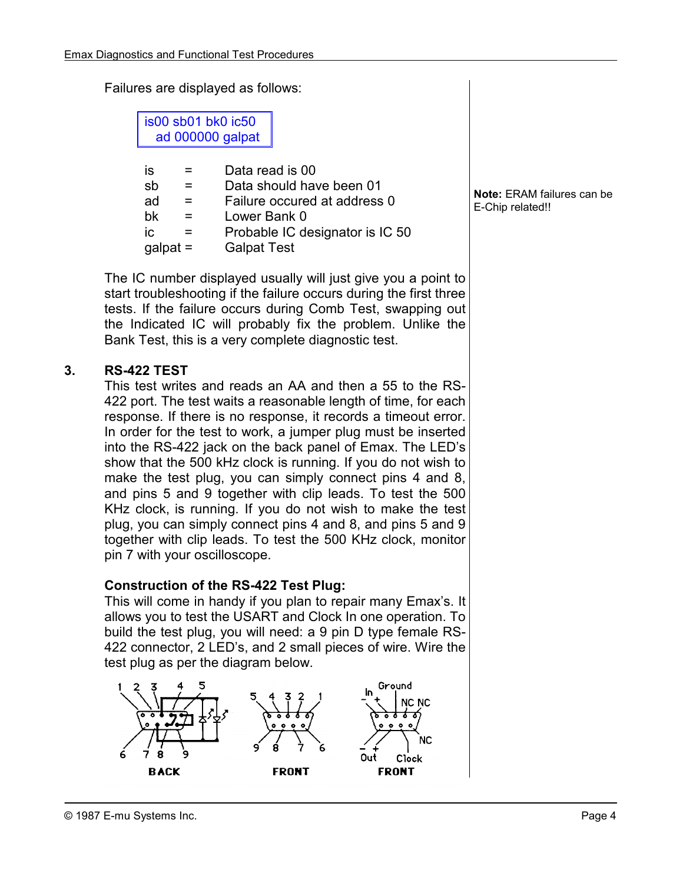Failures are displayed as follows:

```
is00 sb01 bk0 ic50
  ad 000000 galpat
```

| | | |
|---|---|---|
| is | = | Data read is 00 |
| sb | = | Data should have been 01 |
| ad | = | Failure occured at address 0 |
| bk | = | Lower Bank 0 |
| ic | = | Probable IC designator is IC 50 |
| galpat | = | Galpat Test |

**Note:** ERAM failures can be E-Chip related!!

The IC number displayed usually will just give you a point to start troubleshooting if the failure occurs during the first three tests. If the failure occurs during Comb Test, swapping out the Indicated IC will probably fix the problem. Unlike the Bank Test, this is a very complete diagnostic test.

## 3. RS-422 TEST

This test writes and reads an AA and then a 55 to the RS-422 port. The test waits a reasonable length of time, for each response. If there is no response, it records a timeout error. In order for the test to work, a jumper plug must be inserted into the RS-422 jack on the back panel of Emax. The LED's show that the 500 kHz clock is running. If you do not wish to make the test plug, you can simply connect pins 4 and 8, and pins 5 and 9 together with clip leads. To test the 500 KHz clock, is running. If you do not wish to make the test plug, you can simply connect pins 4 and 8, and pins 5 and 9 together with clip leads. To test the 500 KHz clock, monitor pin 7 with your oscilloscope.

### Construction of the RS-422 Test Plug:

This will come in handy if you plan to repair many Emax's. It allows you to test the USART and Clock In one operation. To build the test plug, you will need: a 9 pin D type female RS-422 connector, 2 LED's, and 2 small pieces of wire. Wire the test plug as per the diagram below.

BACK — FRONT — FRONT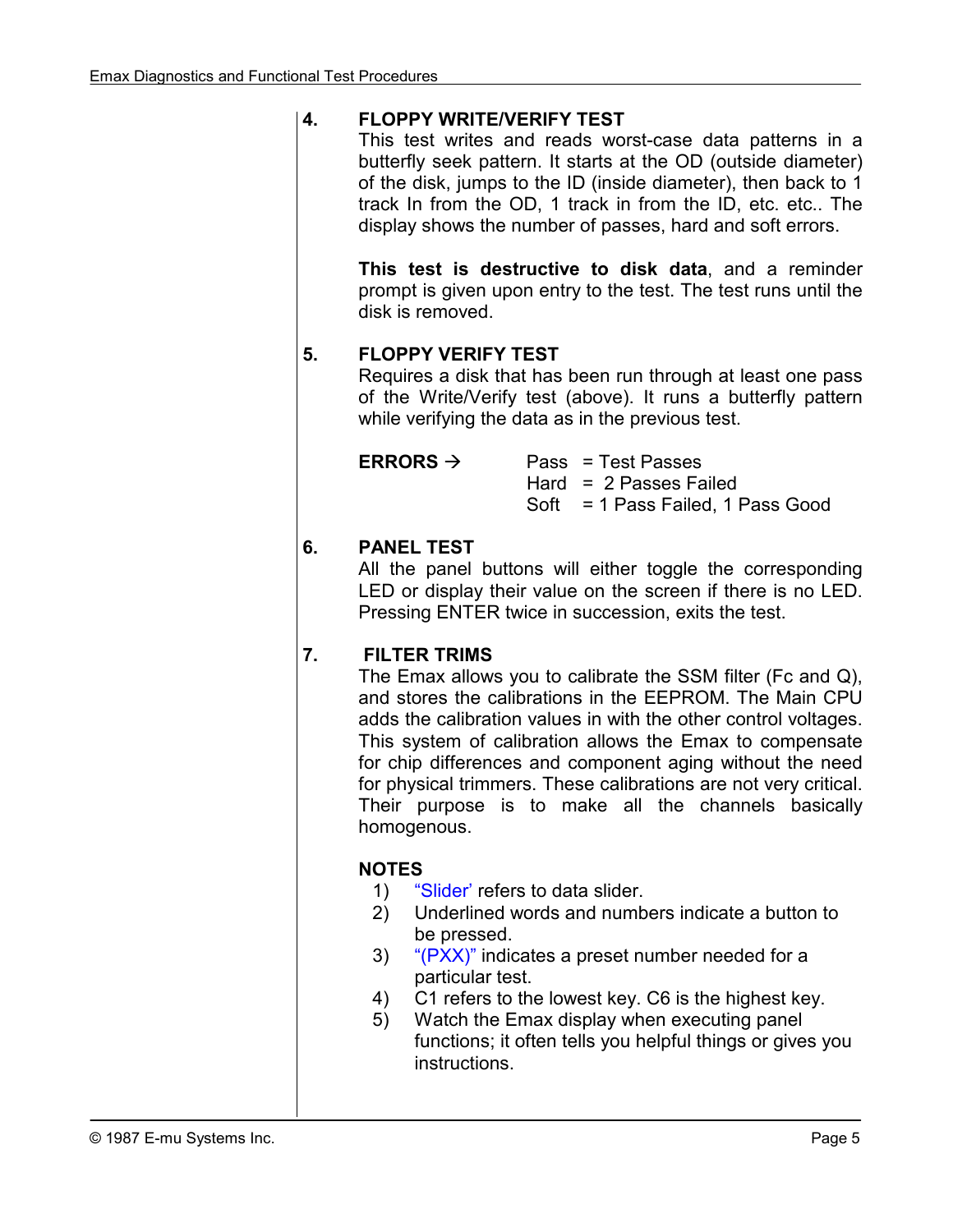## 4. FLOPPY WRITE/VERIFY TEST

This test writes and reads worst-case data patterns in a butterfly seek pattern. It starts at the OD (outside diameter) of the disk, jumps to the ID (inside diameter), then back to 1 track In from the OD, 1 track in from the ID, etc. etc.. The display shows the number of passes, hard and soft errors.

**This test is destructive to disk data**, and a reminder prompt is given upon entry to the test. The test runs until the disk is removed.

## 5. FLOPPY VERIFY TEST

Requires a disk that has been run through at least one pass of the Write/Verify test (above). It runs a butterfly pattern while verifying the data as in the previous test.

| **ERRORS →** | |
|---|---|
| | Pass = Test Passes |
| | Hard = 2 Passes Failed |
| | Soft = 1 Pass Failed, 1 Pass Good |

## 6. PANEL TEST

All the panel buttons will either toggle the corresponding LED or display their value on the screen if there is no LED. Pressing ENTER twice in succession, exits the test.

## 7. FILTER TRIMS

The Emax allows you to calibrate the SSM filter (Fc and Q), and stores the calibrations in the EEPROM. The Main CPU adds the calibration values in with the other control voltages. This system of calibration allows the Emax to compensate for chip differences and component aging without the need for physical trimmers. These calibrations are not very critical. Their purpose is to make all the channels basically homogenous.

### NOTES

1) "Slider' refers to data slider.
2) Underlined words and numbers indicate a button to be pressed.
3) "(PXX)" indicates a preset number needed for a particular test.
4) C1 refers to the lowest key. C6 is the highest key.
5) Watch the Emax display when executing panel functions; it often tells you helpful things or gives you instructions.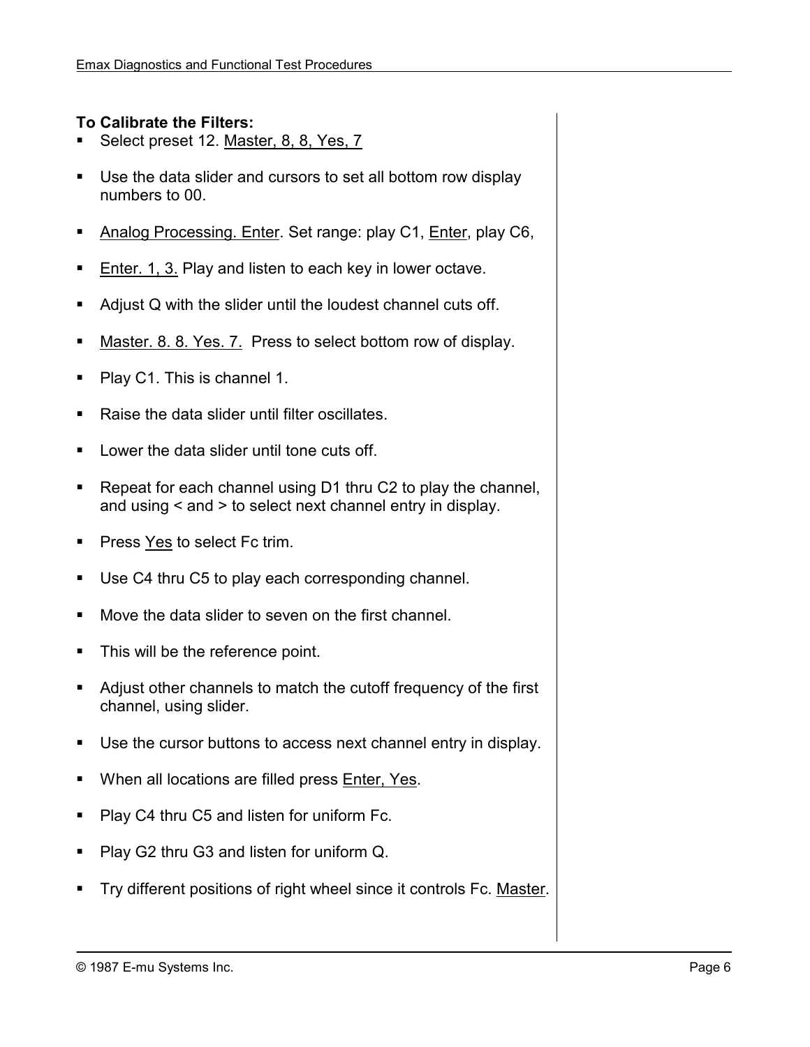**To Calibrate the Filters:**

- Select preset 12. Master, 8, 8, Yes, 7
- Use the data slider and cursors to set all bottom row display numbers to 00.
- Analog Processing. Enter. Set range: play C1, Enter, play C6,
- Enter. 1, 3. Play and listen to each key in lower octave.
- Adjust Q with the slider until the loudest channel cuts off.
- Master. 8. 8. Yes. 7. Press to select bottom row of display.
- Play C1. This is channel 1.
- Raise the data slider until filter oscillates.
- Lower the data slider until tone cuts off.
- Repeat for each channel using D1 thru C2 to play the channel, and using < and > to select next channel entry in display.
- Press Yes to select Fc trim.
- Use C4 thru C5 to play each corresponding channel.
- Move the data slider to seven on the first channel.
- This will be the reference point.
- Adjust other channels to match the cutoff frequency of the first channel, using slider.
- Use the cursor buttons to access next channel entry in display.
- When all locations are filled press Enter, Yes.
- Play C4 thru C5 and listen for uniform Fc.
- Play G2 thru G3 and listen for uniform Q.
- Try different positions of right wheel since it controls Fc. Master.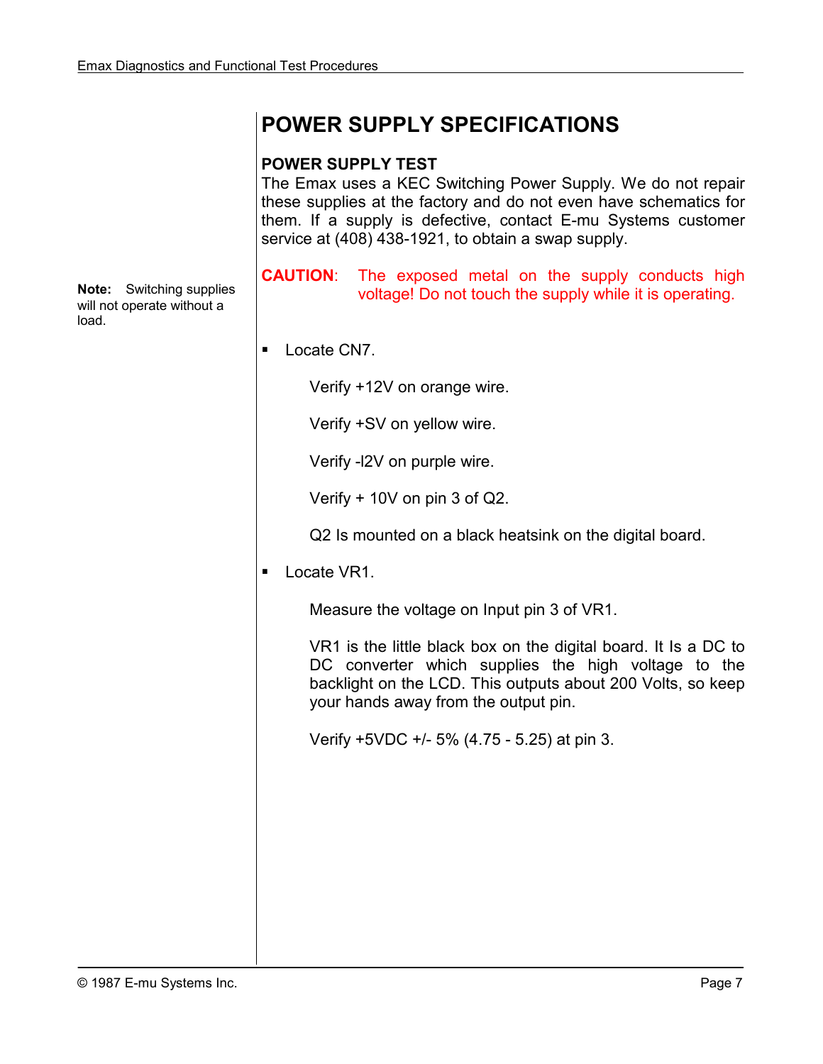# POWER SUPPLY SPECIFICATIONS

### POWER SUPPLY TEST

The Emax uses a KEC Switching Power Supply. We do not repair these supplies at the factory and do not even have schematics for them. If a supply is defective, contact E-mu Systems customer service at (408) 438-1921, to obtain a swap supply.

**CAUTION**: The exposed metal on the supply conducts high voltage! Do not touch the supply while it is operating.

**Note:** Switching supplies will not operate without a load.

- Locate CN7.

  Verify +12V on orange wire.

  Verify +SV on yellow wire.

  Verify -l2V on purple wire.

  Verify + 10V on pin 3 of Q2.

  Q2 Is mounted on a black heatsink on the digital board.

- Locate VR1.

  Measure the voltage on Input pin 3 of VR1.

  VR1 is the little black box on the digital board. It Is a DC to DC converter which supplies the high voltage to the backlight on the LCD. This outputs about 200 Volts, so keep your hands away from the output pin.

  Verify +5VDC +/- 5% (4.75 - 5.25) at pin 3.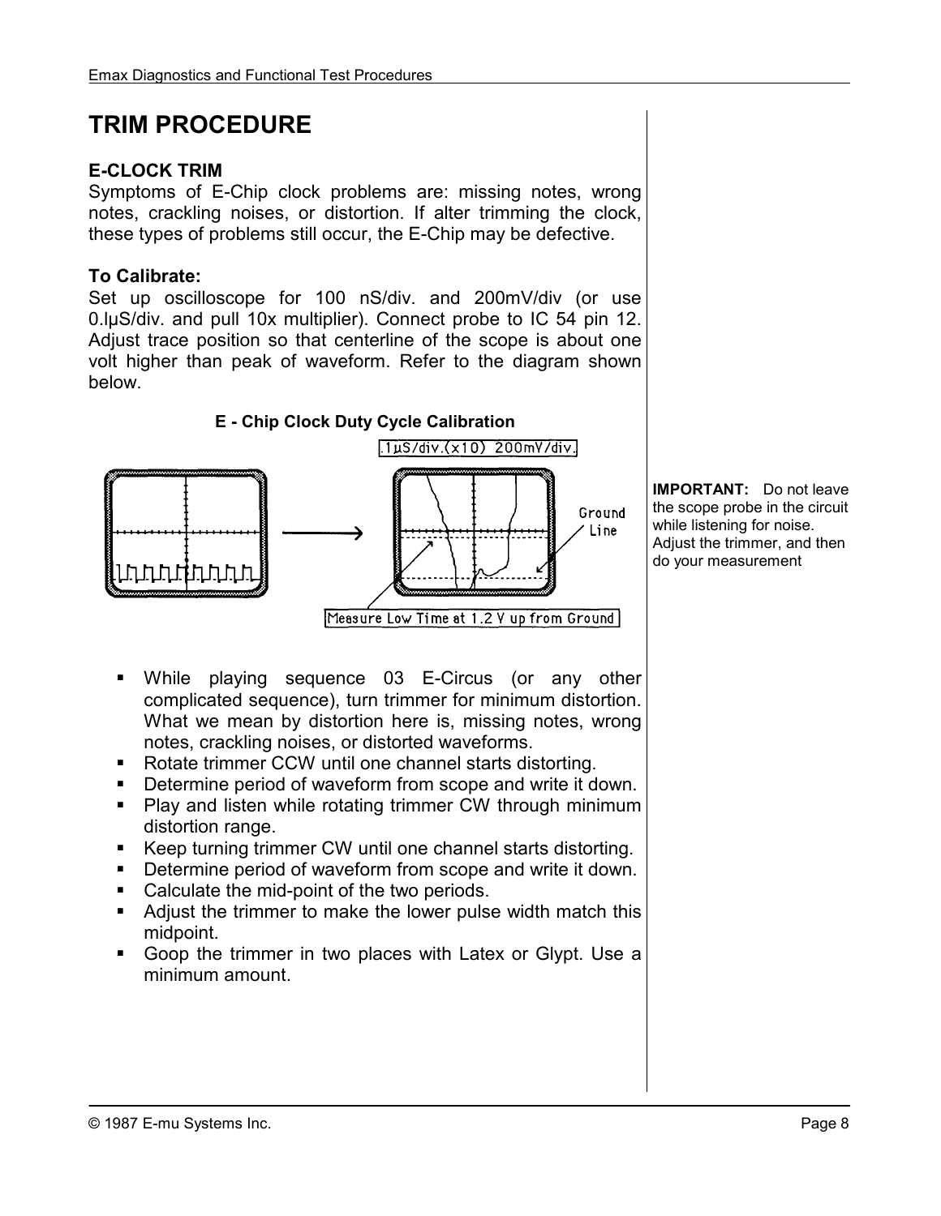# TRIM PROCEDURE

### E-CLOCK TRIM

Symptoms of E-Chip clock problems are: missing notes, wrong notes, crackling noises, or distortion. If alter trimming the clock, these types of problems still occur, the E-Chip may be defective.

### To Calibrate:

Set up oscilloscope for 100 nS/div. and 200mV/div (or use 0.lµS/div. and pull 10x multiplier). Connect probe to IC 54 pin 12. Adjust trace position so that centerline of the scope is about one volt higher than peak of waveform. Refer to the diagram shown below.

**E - Chip Clock Duty Cycle Calibration**

.1µS/div.(x10) 200mV/div.

Ground Line

Measure Low Time at 1.2 V up from Ground

**IMPORTANT:** Do not leave the scope probe in the circuit while listening for noise. Adjust the trimmer, and then do your measurement

- While playing sequence 03 E-Circus (or any other complicated sequence), turn trimmer for minimum distortion. What we mean by distortion here is, missing notes, wrong notes, crackling noises, or distorted waveforms.
- Rotate trimmer CCW until one channel starts distorting.
- Determine period of waveform from scope and write it down.
- Play and listen while rotating trimmer CW through minimum distortion range.
- Keep turning trimmer CW until one channel starts distorting.
- Determine period of waveform from scope and write it down.
- Calculate the mid-point of the two periods.
- Adjust the trimmer to make the lower pulse width match this midpoint.
- Goop the trimmer in two places with Latex or Glypt. Use a minimum amount.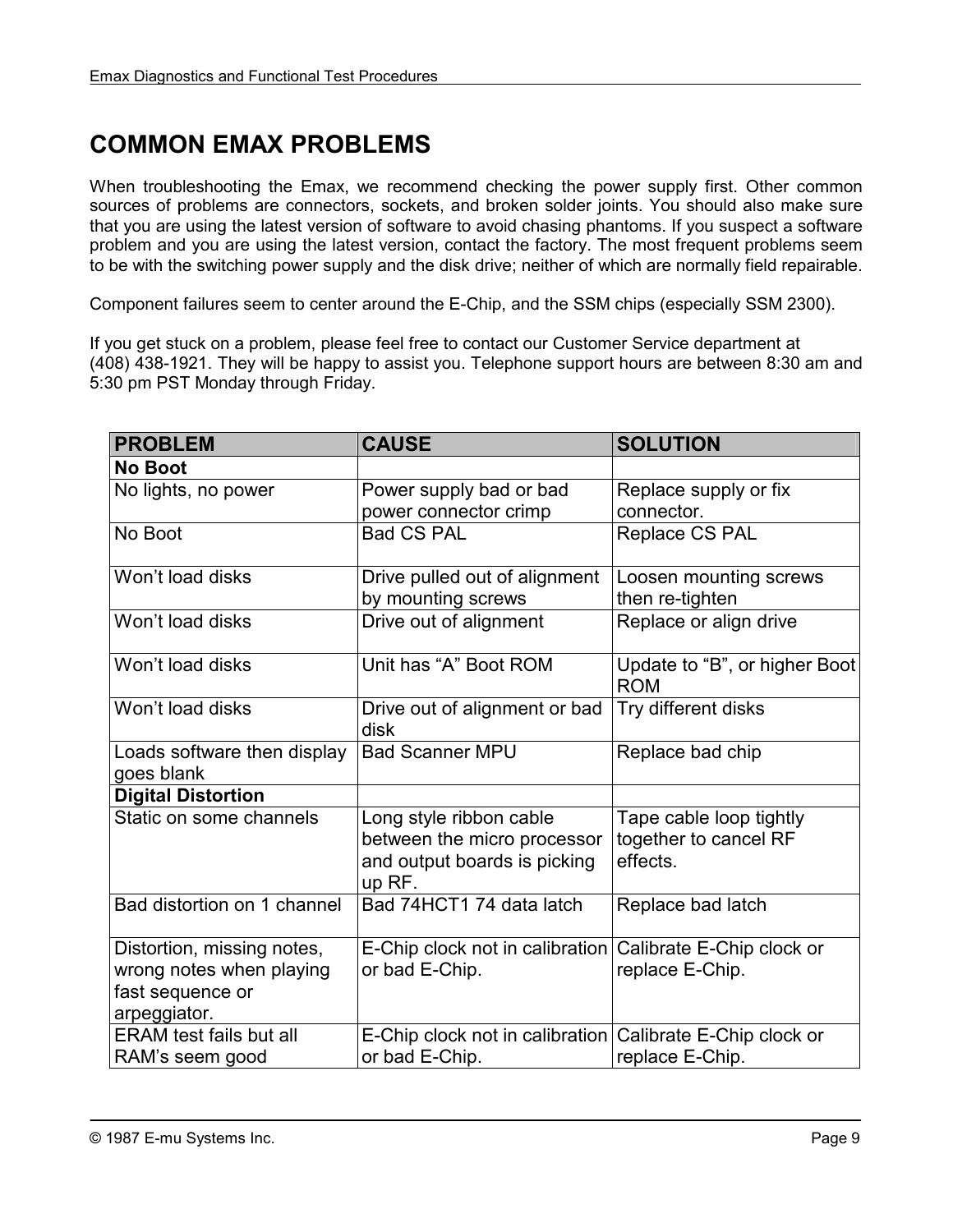# COMMON EMAX PROBLEMS

When troubleshooting the Emax, we recommend checking the power supply first. Other common sources of problems are connectors, sockets, and broken solder joints. You should also make sure that you are using the latest version of software to avoid chasing phantoms. If you suspect a software problem and you are using the latest version, contact the factory. The most frequent problems seem to be with the switching power supply and the disk drive; neither of which are normally field repairable.

Component failures seem to center around the E-Chip, and the SSM chips (especially SSM 2300).

If you get stuck on a problem, please feel free to contact our Customer Service department at (408) 438-1921. They will be happy to assist you. Telephone support hours are between 8:30 am and 5:30 pm PST Monday through Friday.

| PROBLEM | CAUSE | SOLUTION |
|---|---|---|
| **No Boot** | | |
| No lights, no power | Power supply bad or bad power connector crimp | Replace supply or fix connector. |
| No Boot | Bad CS PAL | Replace CS PAL |
| Won't load disks | Drive pulled out of alignment by mounting screws | Loosen mounting screws then re-tighten |
| Won't load disks | Drive out of alignment | Replace or align drive |
| Won't load disks | Unit has "A" Boot ROM | Update to "B", or higher Boot ROM |
| Won't load disks | Drive out of alignment or bad disk | Try different disks |
| Loads software then display goes blank | Bad Scanner MPU | Replace bad chip |
| **Digital Distortion** | | |
| Static on some channels | Long style ribbon cable between the micro processor and output boards is picking up RF. | Tape cable loop tightly together to cancel RF effects. |
| Bad distortion on 1 channel | Bad 74HCT1 74 data latch | Replace bad latch |
| Distortion, missing notes, wrong notes when playing fast sequence or arpeggiator. | E-Chip clock not in calibration or bad E-Chip. | Calibrate E-Chip clock or replace E-Chip. |
| ERAM test fails but all RAM's seem good | E-Chip clock not in calibration or bad E-Chip. | Calibrate E-Chip clock or replace E-Chip. |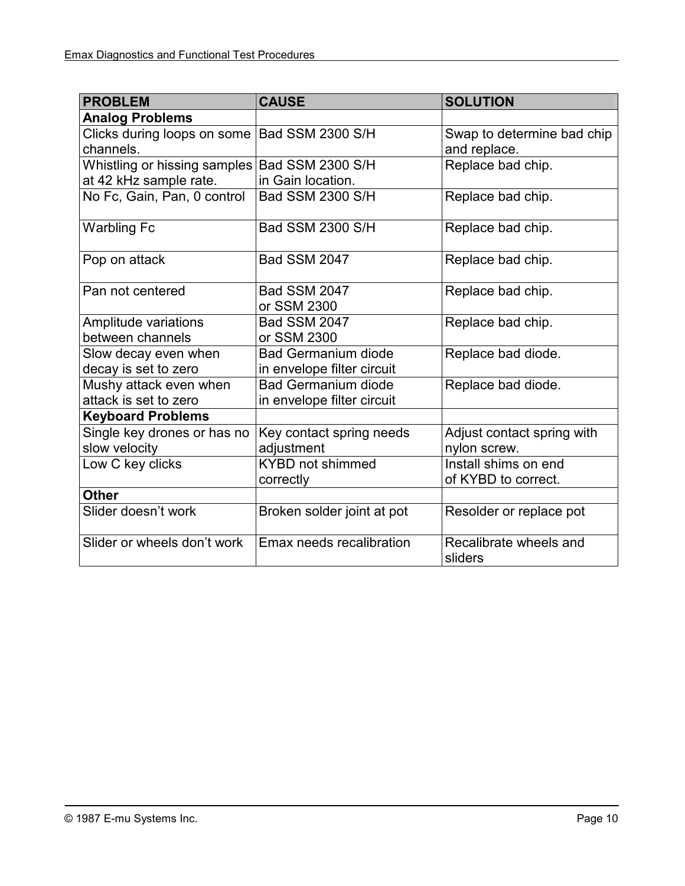| PROBLEM | CAUSE | SOLUTION |
|---|---|---|
| **Analog Problems** | | |
| Clicks during loops on some channels. | Bad SSM 2300 S/H | Swap to determine bad chip and replace. |
| Whistling or hissing samples at 42 kHz sample rate. | Bad SSM 2300 S/H in Gain location. | Replace bad chip. |
| No Fc, Gain, Pan, 0 control | Bad SSM 2300 S/H | Replace bad chip. |
| Warbling Fc | Bad SSM 2300 S/H | Replace bad chip. |
| Pop on attack | Bad SSM 2047 | Replace bad chip. |
| Pan not centered | Bad SSM 2047 or SSM 2300 | Replace bad chip. |
| Amplitude variations between channels | Bad SSM 2047 or SSM 2300 | Replace bad chip. |
| Slow decay even when decay is set to zero | Bad Germanium diode in envelope filter circuit | Replace bad diode. |
| Mushy attack even when attack is set to zero | Bad Germanium diode in envelope filter circuit | Replace bad diode. |
| **Keyboard Problems** | | |
| Single key drones or has no slow velocity | Key contact spring needs adjustment | Adjust contact spring with nylon screw. |
| Low C key clicks | KYBD not shimmed correctly | Install shims on end of KYBD to correct. |
| **Other** | | |
| Slider doesn't work | Broken solder joint at pot | Resolder or replace pot |
| Slider or wheels don't work | Emax needs recalibration | Recalibrate wheels and sliders |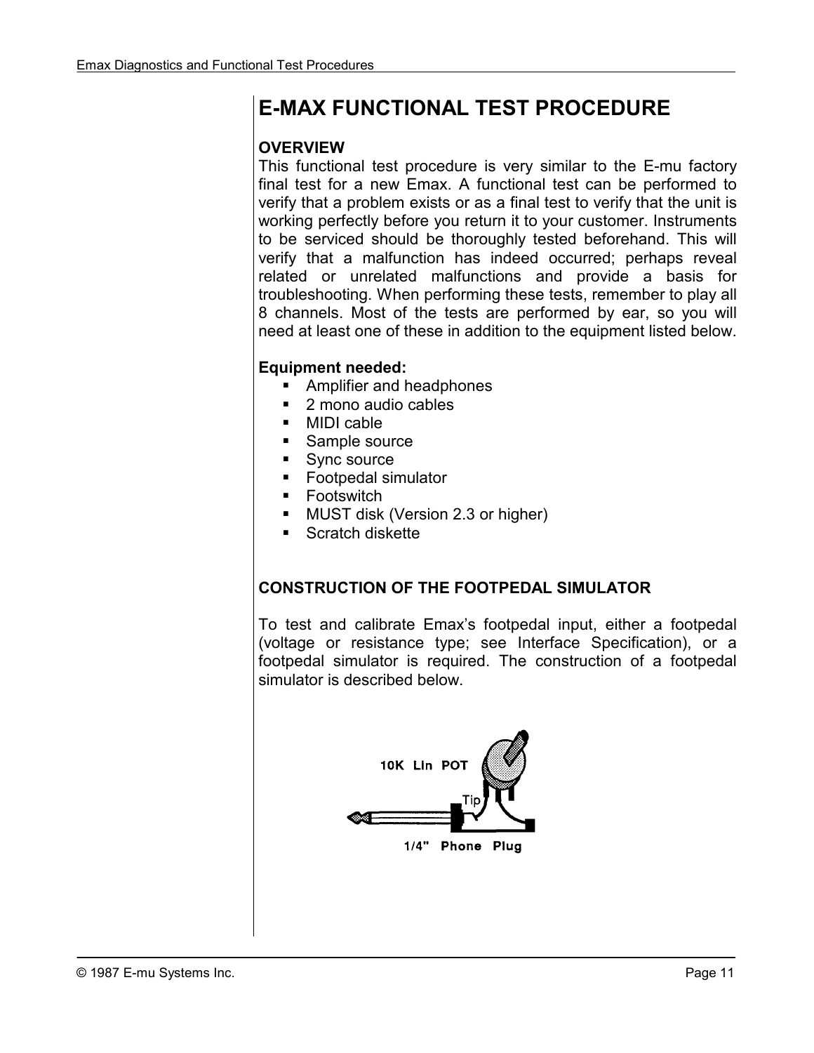# E-MAX FUNCTIONAL TEST PROCEDURE

### OVERVIEW

This functional test procedure is very similar to the E-mu factory final test for a new Emax. A functional test can be performed to verify that a problem exists or as a final test to verify that the unit is working perfectly before you return it to your customer. Instruments to be serviced should be thoroughly tested beforehand. This will verify that a malfunction has indeed occurred; perhaps reveal related or unrelated malfunctions and provide a basis for troubleshooting. When performing these tests, remember to play all 8 channels. Most of the tests are performed by ear, so you will need at least one of these in addition to the equipment listed below.

**Equipment needed:**

- Amplifier and headphones
- 2 mono audio cables
- MIDI cable
- Sample source
- Sync source
- Footpedal simulator
- Footswitch
- MUST disk (Version 2.3 or higher)
- Scratch diskette

### CONSTRUCTION OF THE FOOTPEDAL SIMULATOR

To test and calibrate Emax's footpedal input, either a footpedal (voltage or resistance type; see Interface Specification), or a footpedal simulator is required. The construction of a footpedal simulator is described below.

10K Lin POT

Tip

1/4" Phone Plug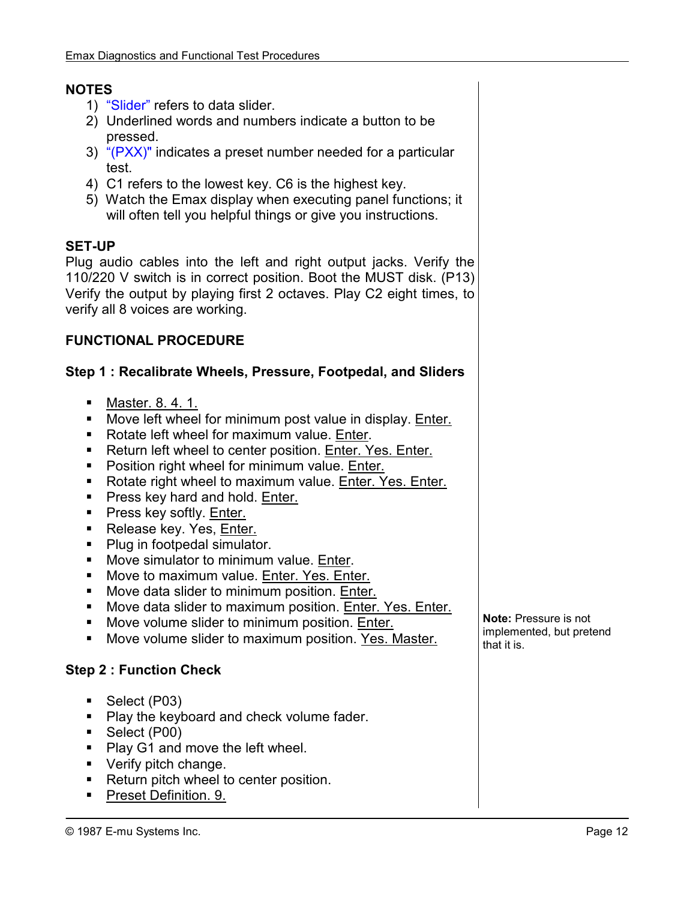## NOTES

1) "Slider" refers to data slider.
2) Underlined words and numbers indicate a button to be pressed.
3) "(PXX)" indicates a preset number needed for a particular test.
4) C1 refers to the lowest key. C6 is the highest key.
5) Watch the Emax display when executing panel functions; it will often tell you helpful things or give you instructions.

## SET-UP

Plug audio cables into the left and right output jacks. Verify the 110/220 V switch is in correct position. Boot the MUST disk. (P13) Verify the output by playing first 2 octaves. Play C2 eight times, to verify all 8 voices are working.

## FUNCTIONAL PROCEDURE

### Step 1 : Recalibrate Wheels, Pressure, Footpedal, and Sliders

- <u>Master. 8. 4. 1.</u>
- Move left wheel for minimum post value in display. <u>Enter.</u>
- Rotate left wheel for maximum value. <u>Enter</u>.
- Return left wheel to center position. <u>Enter. Yes. Enter.</u>
- Position right wheel for minimum value. <u>Enter.</u>
- Rotate right wheel to maximum value. <u>Enter. Yes. Enter.</u>
- Press key hard and hold. <u>Enter.</u>
- Press key softly. <u>Enter.</u>
- Release key. Yes, <u>Enter.</u>
- Plug in footpedal simulator.
- Move simulator to minimum value. <u>Enter</u>.
- Move to maximum value. <u>Enter. Yes. Enter.</u>
- Move data slider to minimum position. <u>Enter.</u>
- Move data slider to maximum position. <u>Enter. Yes. Enter.</u>
- Move volume slider to minimum position. <u>Enter.</u>
- Move volume slider to maximum position. <u>Yes. Master.</u>

**Note:** Pressure is not implemented, but pretend that it is.

### Step 2 : Function Check

- Select (P03)
- Play the keyboard and check volume fader.
- Select (P00)
- Play G1 and move the left wheel.
- Verify pitch change.
- Return pitch wheel to center position.
- <u>Preset Definition. 9.</u>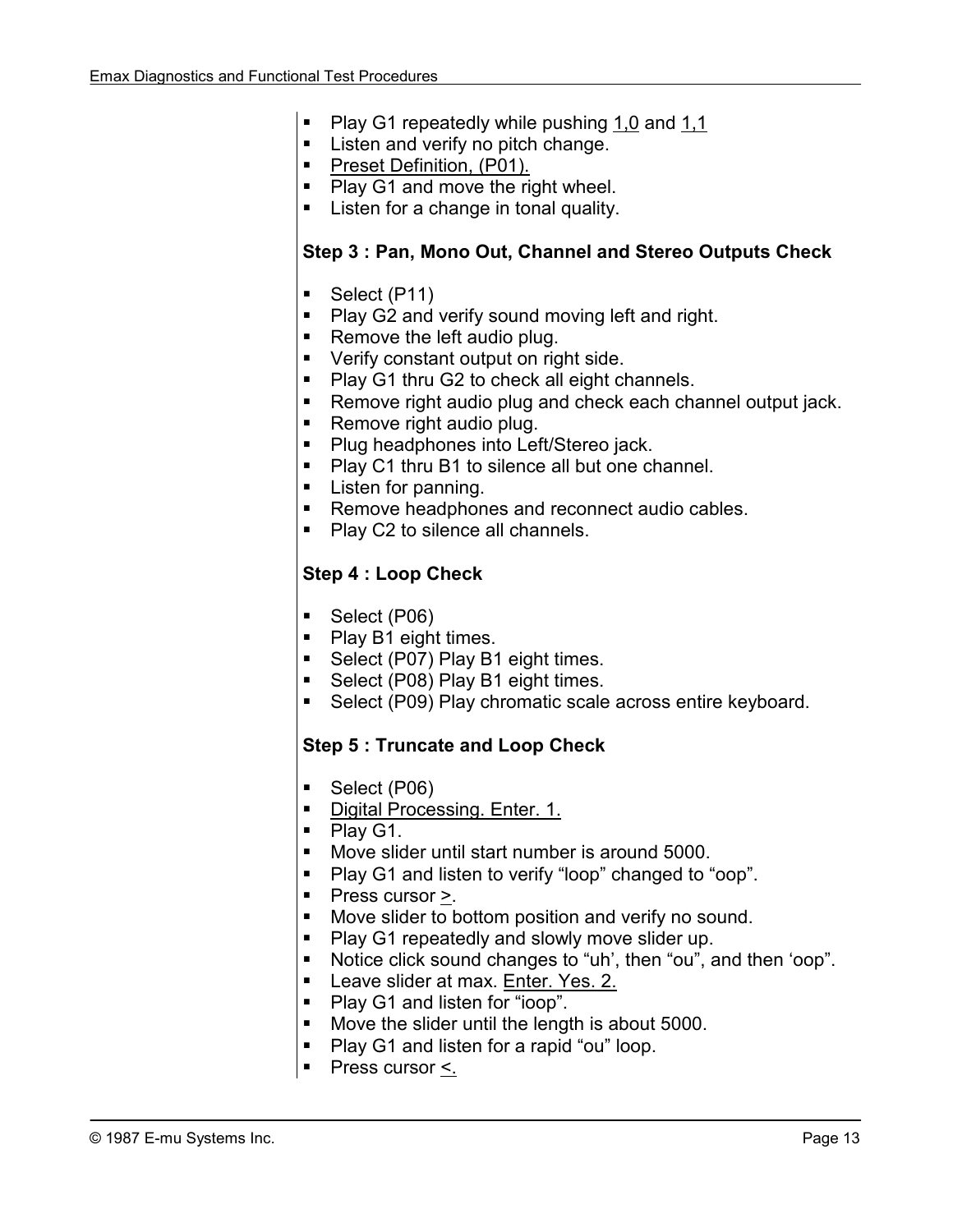- Play G1 repeatedly while pushing 1,0 and 1,1
- Listen and verify no pitch change.
- Preset Definition, (P01).
- Play G1 and move the right wheel.
- Listen for a change in tonal quality.

**Step 3 : Pan, Mono Out, Channel and Stereo Outputs Check**

- Select (P11)
- Play G2 and verify sound moving left and right.
- Remove the left audio plug.
- Verify constant output on right side.
- Play G1 thru G2 to check all eight channels.
- Remove right audio plug and check each channel output jack.
- Remove right audio plug.
- Plug headphones into Left/Stereo jack.
- Play C1 thru B1 to silence all but one channel.
- Listen for panning.
- Remove headphones and reconnect audio cables.
- Play C2 to silence all channels.

**Step 4 : Loop Check**

- Select (P06)
- Play B1 eight times.
- Select (P07) Play B1 eight times.
- Select (P08) Play B1 eight times.
- Select (P09) Play chromatic scale across entire keyboard.

**Step 5 : Truncate and Loop Check**

- Select (P06)
- Digital Processing. Enter. 1.
- Play G1.
- Move slider until start number is around 5000.
- Play G1 and listen to verify "loop" changed to "oop".
- Press cursor >.
- Move slider to bottom position and verify no sound.
- Play G1 repeatedly and slowly move slider up.
- Notice click sound changes to "uh', then "ou", and then 'oop".
- Leave slider at max. Enter. Yes. 2.
- Play G1 and listen for "ioop".
- Move the slider until the length is about 5000.
- Play G1 and listen for a rapid "ou" loop.
- Press cursor <.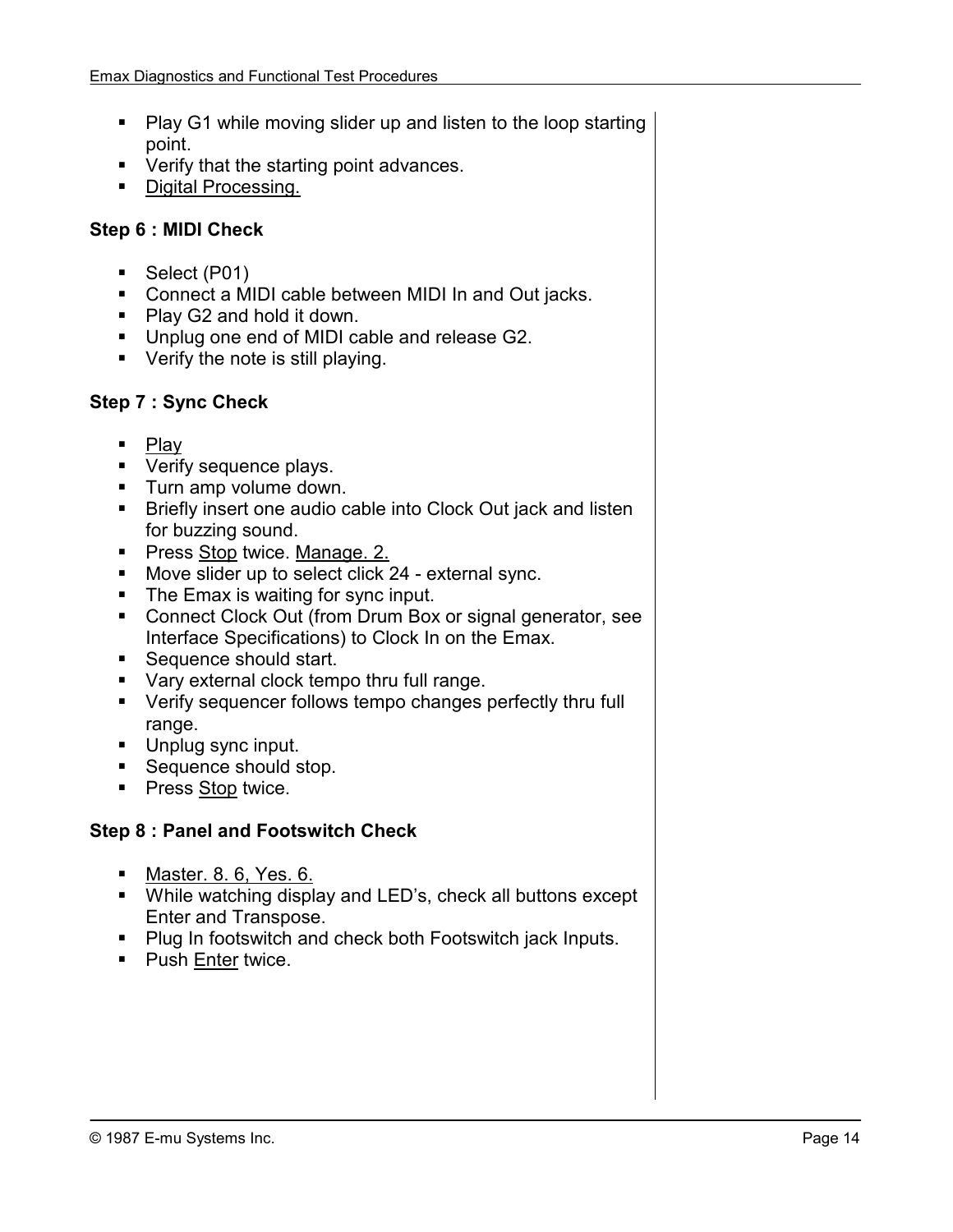- Play G1 while moving slider up and listen to the loop starting point.
- Verify that the starting point advances.
- <u>Digital Processing.</u>

**Step 6 : MIDI Check**

- Select (P01)
- Connect a MIDI cable between MIDI In and Out jacks.
- Play G2 and hold it down.
- Unplug one end of MIDI cable and release G2.
- Verify the note is still playing.

**Step 7 : Sync Check**

- <u>Play</u>
- Verify sequence plays.
- Turn amp volume down.
- Briefly insert one audio cable into Clock Out jack and listen for buzzing sound.
- Press <u>Stop</u> twice. <u>Manage. 2.</u>
- Move slider up to select click 24 - external sync.
- The Emax is waiting for sync input.
- Connect Clock Out (from Drum Box or signal generator, see Interface Specifications) to Clock In on the Emax.
- Sequence should start.
- Vary external clock tempo thru full range.
- Verify sequencer follows tempo changes perfectly thru full range.
- Unplug sync input.
- Sequence should stop.
- Press <u>Stop</u> twice.

**Step 8 : Panel and Footswitch Check**

- <u>Master. 8. 6, Yes. 6.</u>
- While watching display and LED's, check all buttons except Enter and Transpose.
- Plug In footswitch and check both Footswitch jack Inputs.
- Push <u>Enter</u> twice.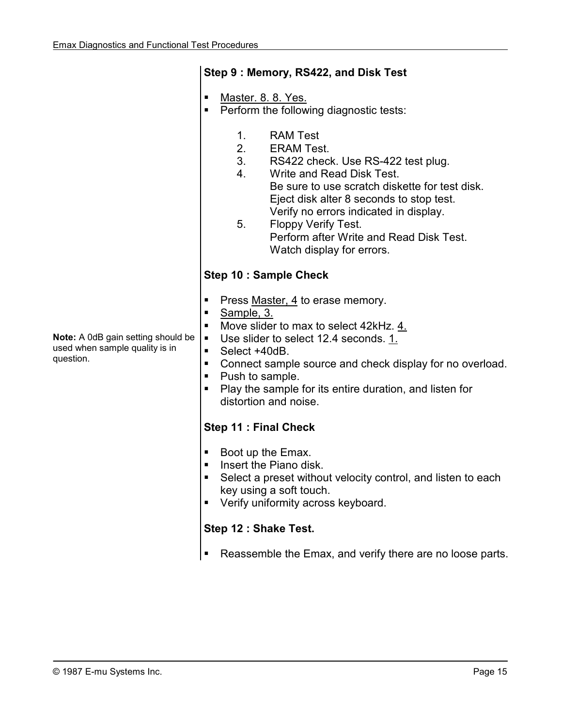### Step 9 : Memory, RS422, and Disk Test

- <u>Master. 8. 8. Yes.</u>
- Perform the following diagnostic tests:

    1. RAM Test
    2. ERAM Test.
    3. RS422 check. Use RS-422 test plug.
    4. Write and Read Disk Test.
       Be sure to use scratch diskette for test disk.
       Eject disk alter 8 seconds to stop test.
       Verify no errors indicated in display.
    5. Floppy Verify Test.
       Perform after Write and Read Disk Test.
       Watch display for errors.

### Step 10 : Sample Check

**Note:** A 0dB gain setting should be used when sample quality is in question.

- Press <u>Master, 4</u> to erase memory.
- <u>Sample, 3.</u>
- Move slider to max to select 42kHz. <u>4.</u>
- Use slider to select 12.4 seconds. <u>1.</u>
- Select +40dB.
- Connect sample source and check display for no overload.
- Push to sample.
- Play the sample for its entire duration, and listen for distortion and noise.

### Step 11 : Final Check

- Boot up the Emax.
- Insert the Piano disk.
- Select a preset without velocity control, and listen to each key using a soft touch.
- Verify uniformity across keyboard.

### Step 12 : Shake Test.

- Reassemble the Emax, and verify there are no loose parts.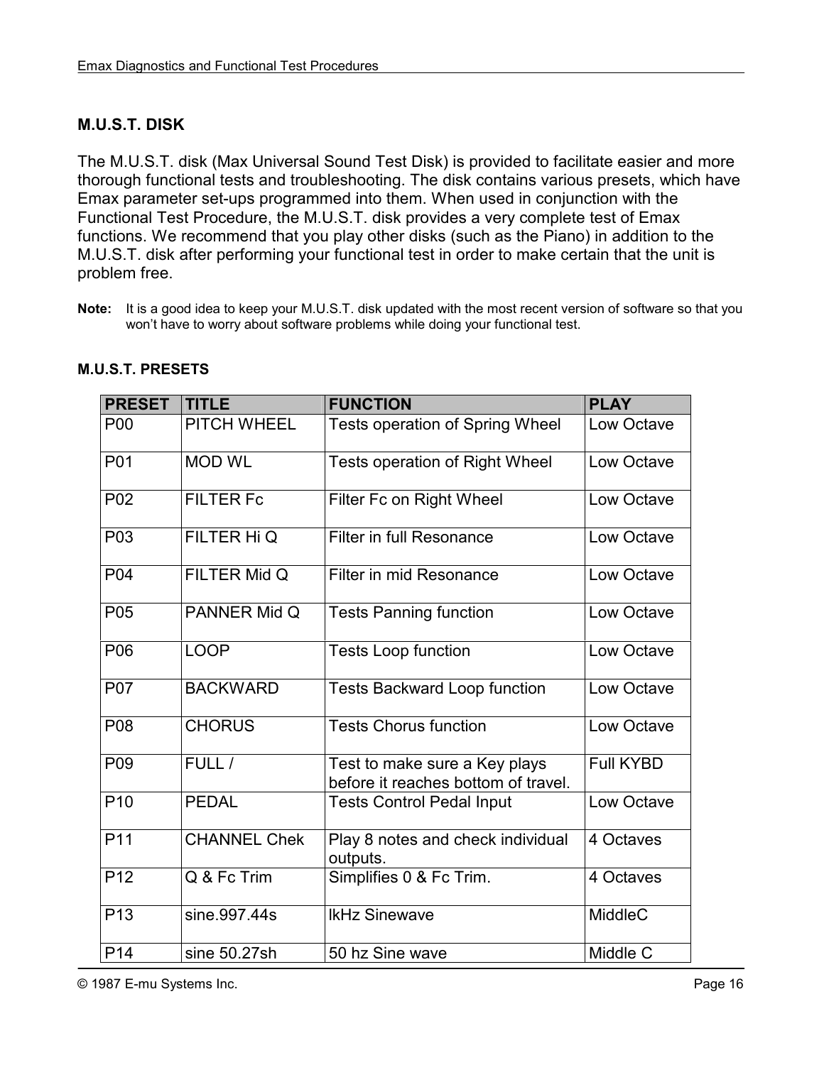## M.U.S.T. DISK

The M.U.S.T. disk (Max Universal Sound Test Disk) is provided to facilitate easier and more thorough functional tests and troubleshooting. The disk contains various presets, which have Emax parameter set-ups programmed into them. When used in conjunction with the Functional Test Procedure, the M.U.S.T. disk provides a very complete test of Emax functions. We recommend that you play other disks (such as the Piano) in addition to the M.U.S.T. disk after performing your functional test in order to make certain that the unit is problem free.

**Note:** It is a good idea to keep your M.U.S.T. disk updated with the most recent version of software so that you won't have to worry about software problems while doing your functional test.

### M.U.S.T. PRESETS

| PRESET | TITLE | FUNCTION | PLAY |
|---|---|---|---|
| P00 | PITCH WHEEL | Tests operation of Spring Wheel | Low Octave |
| P01 | MOD WL | Tests operation of Right Wheel | Low Octave |
| P02 | FILTER Fc | Filter Fc on Right Wheel | Low Octave |
| P03 | FILTER Hi Q | Filter in full Resonance | Low Octave |
| P04 | FILTER Mid Q | Filter in mid Resonance | Low Octave |
| P05 | PANNER Mid Q | Tests Panning function | Low Octave |
| P06 | LOOP | Tests Loop function | Low Octave |
| P07 | BACKWARD | Tests Backward Loop function | Low Octave |
| P08 | CHORUS | Tests Chorus function | Low Octave |
| P09 | FULL / | Test to make sure a Key plays before it reaches bottom of travel. | Full KYBD |
| P10 | PEDAL | Tests Control Pedal Input | Low Octave |
| P11 | CHANNEL Chek | Play 8 notes and check individual outputs. | 4 Octaves |
| P12 | Q & Fc Trim | Simplifies 0 & Fc Trim. | 4 Octaves |
| P13 | sine.997.44s | lkHz Sinewave | MiddleC |
| P14 | sine 50.27sh | 50 hz Sine wave | Middle C |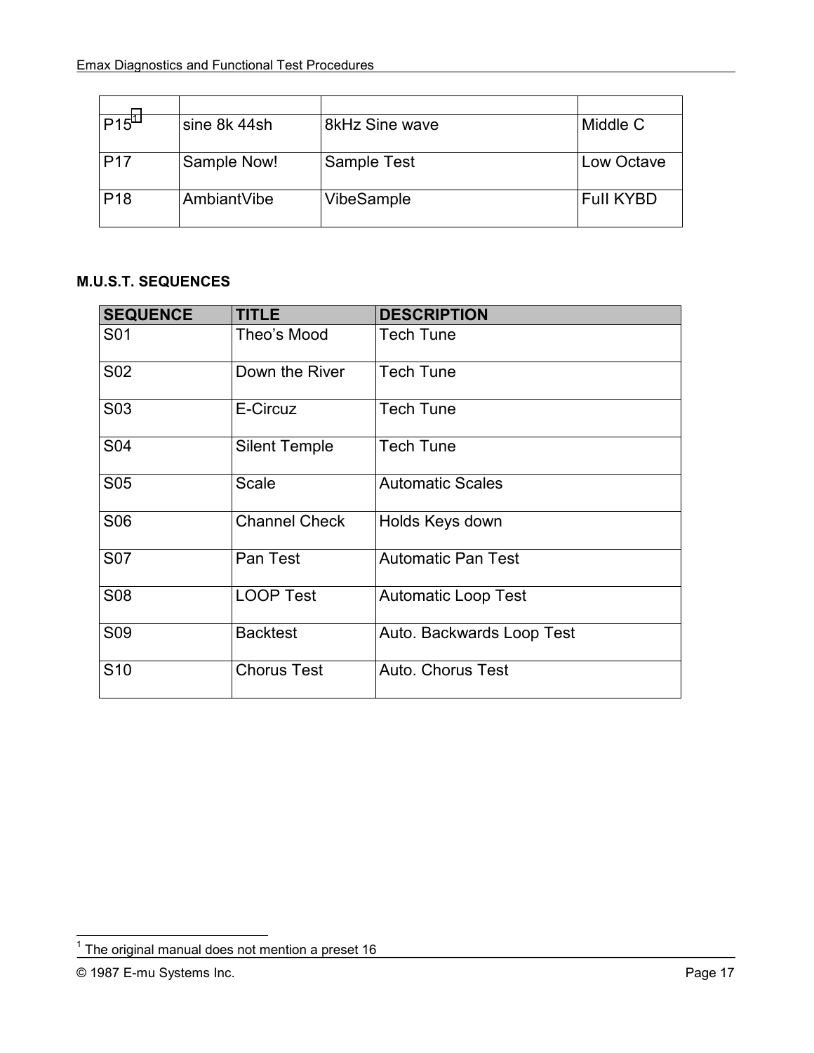| | | | |
|---|---|---|---|
| P15[1] | sine 8k 44sh | 8kHz Sine wave | Middle C |
| P17 | Sample Now! | Sample Test | Low Octave |
| P18 | AmbiantVibe | VibeSample | Full KYBD |

**M.U.S.T. SEQUENCES**

| SEQUENCE | TITLE | DESCRIPTION |
|---|---|---|
| S01 | Theo's Mood | Tech Tune |
| S02 | Down the River | Tech Tune |
| S03 | E-Circuz | Tech Tune |
| S04 | Silent Temple | Tech Tune |
| S05 | Scale | Automatic Scales |
| S06 | Channel Check | Holds Keys down |
| S07 | Pan Test | Automatic Pan Test |
| S08 | LOOP Test | Automatic Loop Test |
| S09 | Backtest | Auto. Backwards Loop Test |
| S10 | Chorus Test | Auto. Chorus Test |

[1] The original manual does not mention a preset 16